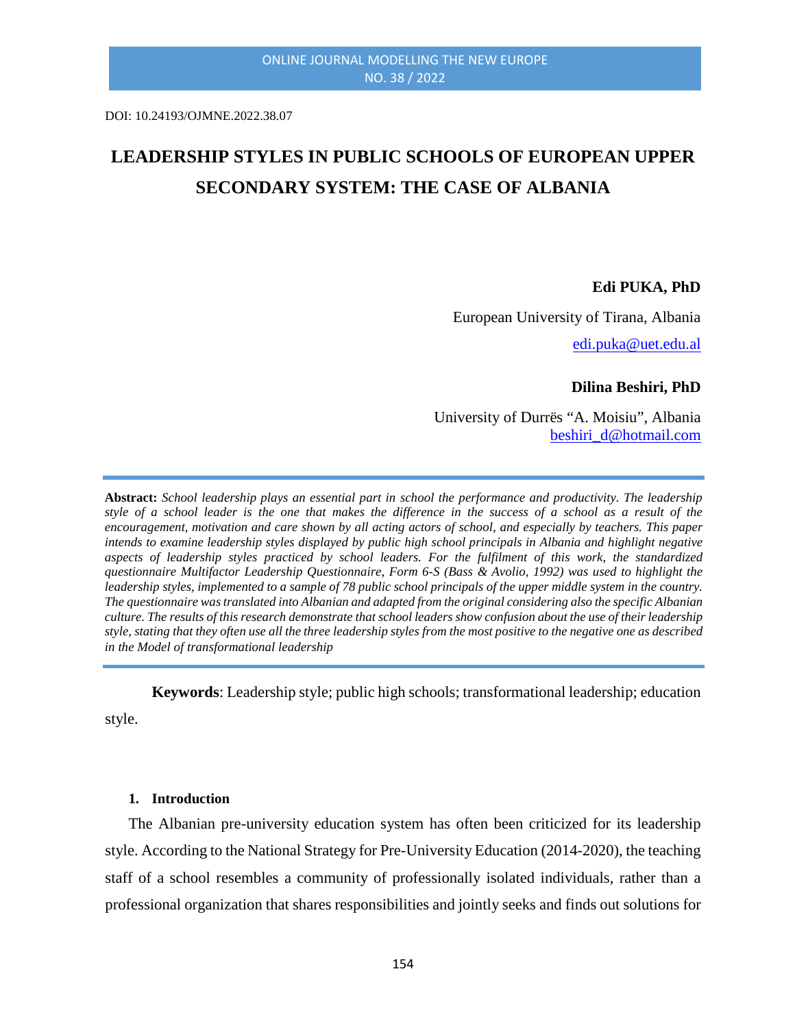DOI: 10.24193/OJMNE.2022.38.07

# LEADERSHIP STYLES IN PUBLIC SCHOOLS OF EUROPEAN UPPER SECONDARY SYSTEM: THE CASE OF ALBANIA

**Edi PUKA, PhD**

European University of Tirana, Albania

edi.puka@uet.edu.al

**Dilina Beshiri, PhD**

University of Durrës "A. Moisiu", Albania

beshiri_d@hotmail.com

**Abstract:** *School leadership plays an essential part in school the performance and productivity. The leadership style of a school leader is the one that makes the difference in the success of a school as a result of the encouragement, motivation and care shown by all acting actors of school, and especially by teachers. This paper intends to examine leadership styles displayed by public high school principals in Albania and highlight negative aspects of leadership styles practiced by school leaders. For the fulfilment of this work, the standardized questionnaire Multifactor Leadership Questionnaire, Form 6-S (Bass & Avolio, 1992) was used to highlight the leadership styles, implemented to a sample of 78 public school principals of the upper middle system in the country. The questionnaire was translated into Albanian and adapted from the original considering also the specific Albanian culture. The results of this research demonstrate that school leaders show confusion about the use of their leadership style, stating that they often use all the three leadership styles from the most positive to the negative one as described in the Model of transformational leadership*

**Keywords**: Leadership style; public high schools; transformational leadership; education style.

## 1. Introduction

The Albanian pre-university education system has often been criticized for its leadership style. According to the National Strategy for Pre-University Education (2014-2020), the teaching staff of a school resembles a community of professionally isolated individuals, rather than a professional organization that shares responsibilities and jointly seeks and finds out solutions for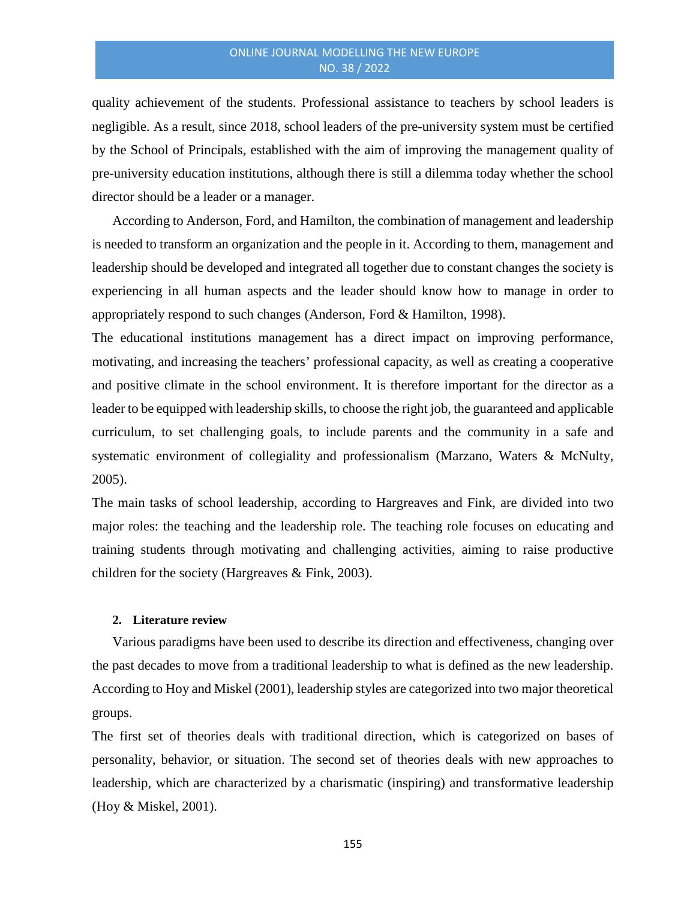quality achievement of the students. Professional assistance to teachers by school leaders is negligible. As a result, since 2018, school leaders of the pre-university system must be certified by the School of Principals, established with the aim of improving the management quality of pre-university education institutions, although there is still a dilemma today whether the school director should be a leader or a manager.

According to Anderson, Ford, and Hamilton, the combination of management and leadership is needed to transform an organization and the people in it. According to them, management and leadership should be developed and integrated all together due to constant changes the society is experiencing in all human aspects and the leader should know how to manage in order to appropriately respond to such changes (Anderson, Ford & Hamilton, 1998).

The educational institutions management has a direct impact on improving performance, motivating, and increasing the teachers' professional capacity, as well as creating a cooperative and positive climate in the school environment. It is therefore important for the director as a leader to be equipped with leadership skills, to choose the right job, the guaranteed and applicable curriculum, to set challenging goals, to include parents and the community in a safe and systematic environment of collegiality and professionalism (Marzano, Waters & McNulty, 2005).

The main tasks of school leadership, according to Hargreaves and Fink, are divided into two major roles: the teaching and the leadership role. The teaching role focuses on educating and training students through motivating and challenging activities, aiming to raise productive children for the society (Hargreaves & Fink, 2003).

## 2. Literature review

Various paradigms have been used to describe its direction and effectiveness, changing over the past decades to move from a traditional leadership to what is defined as the new leadership. According to Hoy and Miskel (2001), leadership styles are categorized into two major theoretical groups.

The first set of theories deals with traditional direction, which is categorized on bases of personality, behavior, or situation. The second set of theories deals with new approaches to leadership, which are characterized by a charismatic (inspiring) and transformative leadership (Hoy & Miskel, 2001).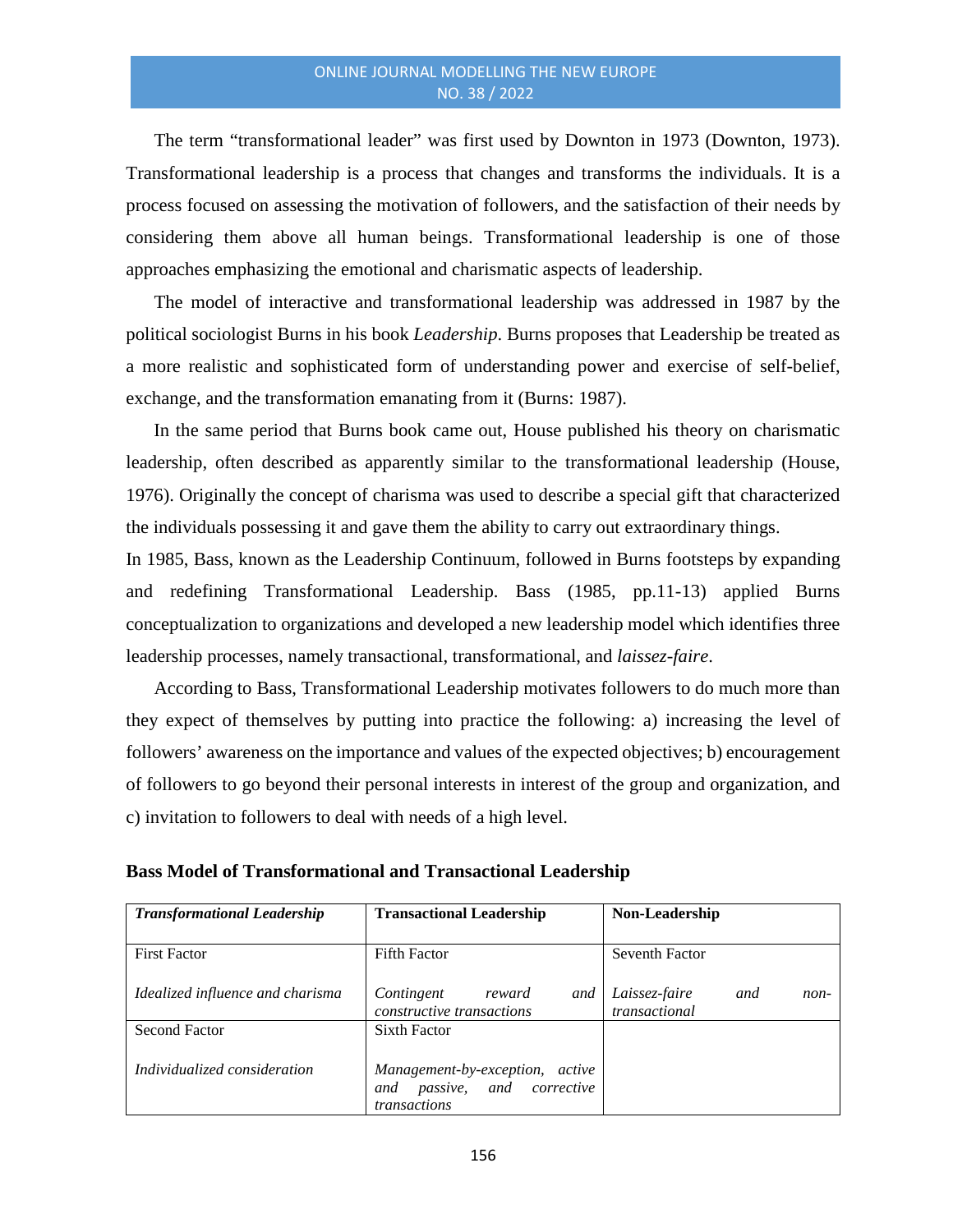The term “transformational leader” was first used by Downton in 1973 (Downton, 1973). Transformational leadership is a process that changes and transforms the individuals. It is a process focused on assessing the motivation of followers, and the satisfaction of their needs by considering them above all human beings. Transformational leadership is one of those approaches emphasizing the emotional and charismatic aspects of leadership.

The model of interactive and transformational leadership was addressed in 1987 by the political sociologist Burns in his book *Leadership*. Burns proposes that Leadership be treated as a more realistic and sophisticated form of understanding power and exercise of self-belief, exchange, and the transformation emanating from it (Burns: 1987).

In the same period that Burns book came out, House published his theory on charismatic leadership, often described as apparently similar to the transformational leadership (House, 1976). Originally the concept of charisma was used to describe a special gift that characterized the individuals possessing it and gave them the ability to carry out extraordinary things.

In 1985, Bass, known as the Leadership Continuum, followed in Burns footsteps by expanding and redefining Transformational Leadership. Bass (1985, pp.11-13) applied Burns conceptualization to organizations and developed a new leadership model which identifies three leadership processes, namely transactional, transformational, and *laissez-faire*.

According to Bass, Transformational Leadership motivates followers to do much more than they expect of themselves by putting into practice the following: a) increasing the level of followers’ awareness on the importance and values of the expected objectives; b) encouragement of followers to go beyond their personal interests in interest of the group and organization, and c) invitation to followers to deal with needs of a high level.

**Bass Model of Transformational and Transactional Leadership**

| ***Transformational Leadership*** | **Transactional Leadership** | **Non-Leadership** |
| --- | --- | --- |
| First Factor<br><br>*Idealized influence and charisma* | Fifth Factor<br><br>*Contingent reward and constructive transactions* | Seventh Factor<br><br>*Laissez-faire and non-transactional* |
| Second Factor<br><br>*Individualized consideration* | Sixth Factor<br><br>*Management-by-exception, active and passive, and corrective transactions* | |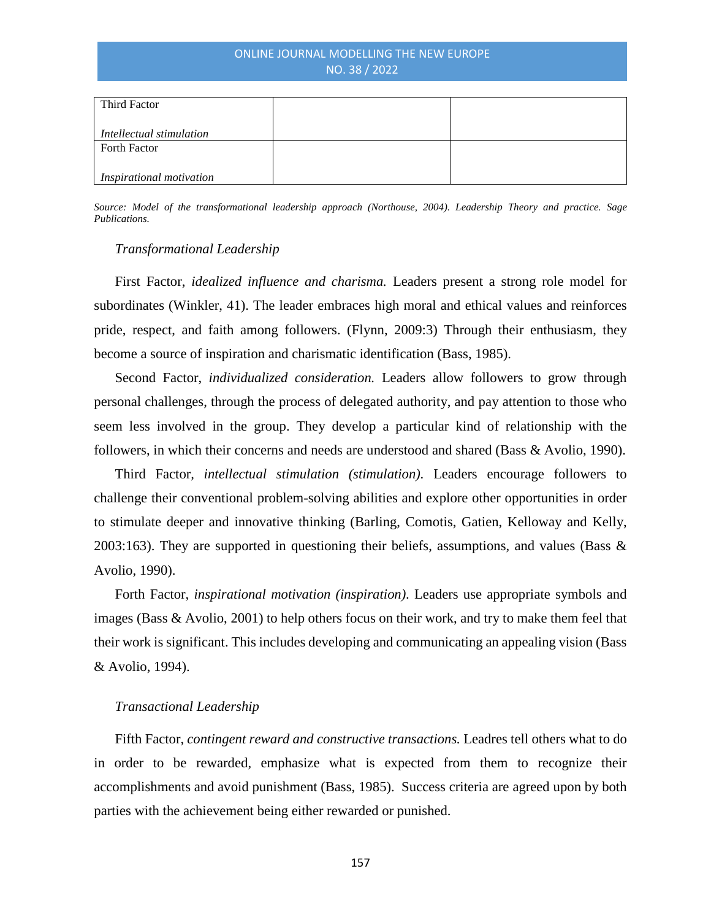| | | |
|---|---|---|
| Third Factor<br><br>*Intellectual stimulation* | | |
| Forth Factor<br><br>*Inspirational motivation* | | |

*Source: Model of the transformational leadership approach (Northouse, 2004). Leadership Theory and practice. Sage Publications.*

*Transformational Leadership*

First Factor, *idealized influence and charisma.* Leaders present a strong role model for subordinates (Winkler, 41). The leader embraces high moral and ethical values and reinforces pride, respect, and faith among followers. (Flynn, 2009:3) Through their enthusiasm, they become a source of inspiration and charismatic identification (Bass, 1985).

Second Factor, *individualized consideration.* Leaders allow followers to grow through personal challenges, through the process of delegated authority, and pay attention to those who seem less involved in the group. They develop a particular kind of relationship with the followers, in which their concerns and needs are understood and shared (Bass & Avolio, 1990).

Third Factor, *intellectual stimulation (stimulation).* Leaders encourage followers to challenge their conventional problem-solving abilities and explore other opportunities in order to stimulate deeper and innovative thinking (Barling, Comotis, Gatien, Kelloway and Kelly, 2003:163). They are supported in questioning their beliefs, assumptions, and values (Bass & Avolio, 1990).

Forth Factor, *inspirational motivation (inspiration).* Leaders use appropriate symbols and images (Bass & Avolio, 2001) to help others focus on their work, and try to make them feel that their work is significant. This includes developing and communicating an appealing vision (Bass & Avolio, 1994).

*Transactional Leadership*

Fifth Factor, *contingent reward and constructive transactions.* Leadres tell others what to do in order to be rewarded, emphasize what is expected from them to recognize their accomplishments and avoid punishment (Bass, 1985). Success criteria are agreed upon by both parties with the achievement being either rewarded or punished.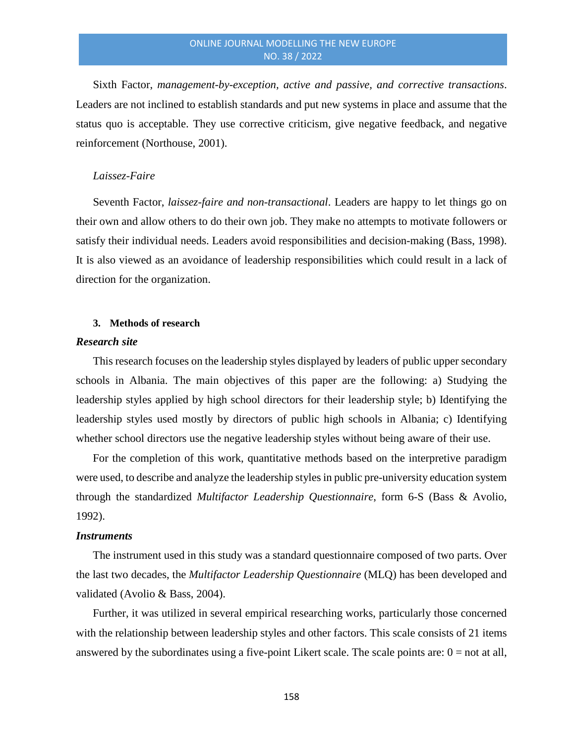Sixth Factor, *management-by-exception, active and passive, and corrective transactions*. Leaders are not inclined to establish standards and put new systems in place and assume that the status quo is acceptable. They use corrective criticism, give negative feedback, and negative reinforcement (Northouse, 2001).

*Laissez-Faire*

Seventh Factor, *laissez-faire and non-transactional*. Leaders are happy to let things go on their own and allow others to do their own job. They make no attempts to motivate followers or satisfy their individual needs. Leaders avoid responsibilities and decision-making (Bass, 1998). It is also viewed as an avoidance of leadership responsibilities which could result in a lack of direction for the organization.

## 3. Methods of research

### *Research site*

This research focuses on the leadership styles displayed by leaders of public upper secondary schools in Albania. The main objectives of this paper are the following: a) Studying the leadership styles applied by high school directors for their leadership style; b) Identifying the leadership styles used mostly by directors of public high schools in Albania; c) Identifying whether school directors use the negative leadership styles without being aware of their use.

For the completion of this work, quantitative methods based on the interpretive paradigm were used, to describe and analyze the leadership styles in public pre-university education system through the standardized *Multifactor Leadership Questionnaire*, form 6-S (Bass & Avolio, 1992).

### *Instruments*

The instrument used in this study was a standard questionnaire composed of two parts. Over the last two decades, the *Multifactor Leadership Questionnaire* (MLQ) has been developed and validated (Avolio & Bass, 2004).

Further, it was utilized in several empirical researching works, particularly those concerned with the relationship between leadership styles and other factors. This scale consists of 21 items answered by the subordinates using a five-point Likert scale. The scale points are: 0 = not at all,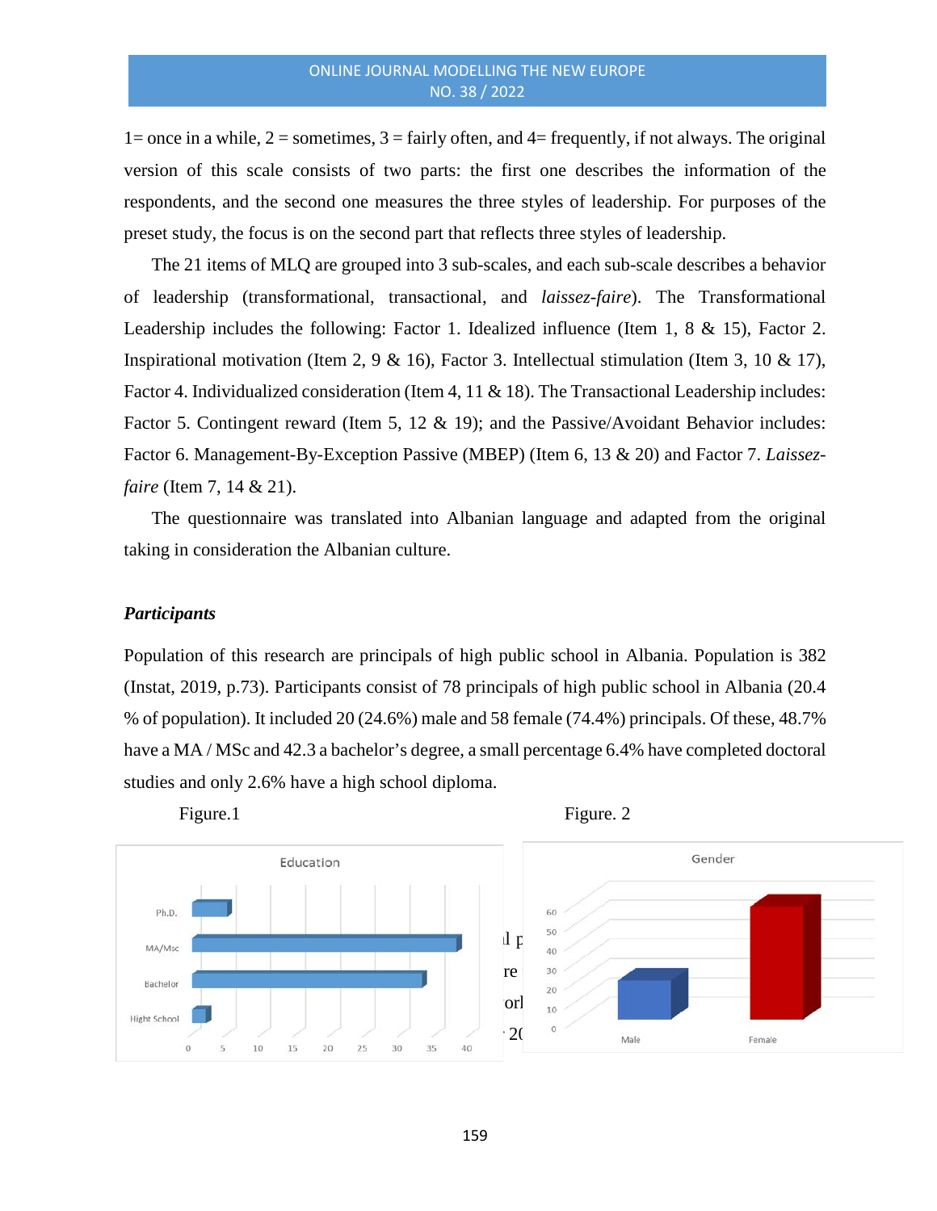1= once in a while, 2 = sometimes, 3 = fairly often, and 4= frequently, if not always. The original version of this scale consists of two parts: the first one describes the information of the respondents, and the second one measures the three styles of leadership. For purposes of the preset study, the focus is on the second part that reflects three styles of leadership.

The 21 items of MLQ are grouped into 3 sub-scales, and each sub-scale describes a behavior of leadership (transformational, transactional, and *laissez-faire*). The Transformational Leadership includes the following: Factor 1. Idealized influence (Item 1, 8 & 15), Factor 2. Inspirational motivation (Item 2, 9 & 16), Factor 3. Intellectual stimulation (Item 3, 10 & 17), Factor 4. Individualized consideration (Item 4, 11 & 18). The Transactional Leadership includes: Factor 5. Contingent reward (Item 5, 12 & 19); and the Passive/Avoidant Behavior includes: Factor 6. Management-By-Exception Passive (MBEP) (Item 6, 13 & 20) and Factor 7. *Laissez-faire* (Item 7, 14 & 21).

The questionnaire was translated into Albanian language and adapted from the original taking in consideration the Albanian culture.

### *Participants*

Population of this research are principals of high public school in Albania. Population is 382 (Instat, 2019, p.73). Participants consist of 78 principals of high public school in Albania (20.4 % of population). It included 20 (24.6%) male and 58 female (74.4%) principals. Of these, 48.7% have a MA / MSc and 42.3 a bachelor's degree, a small percentage 6.4% have completed doctoral studies and only 2.6% have a high school diploma.

Figure.1

Figure. 2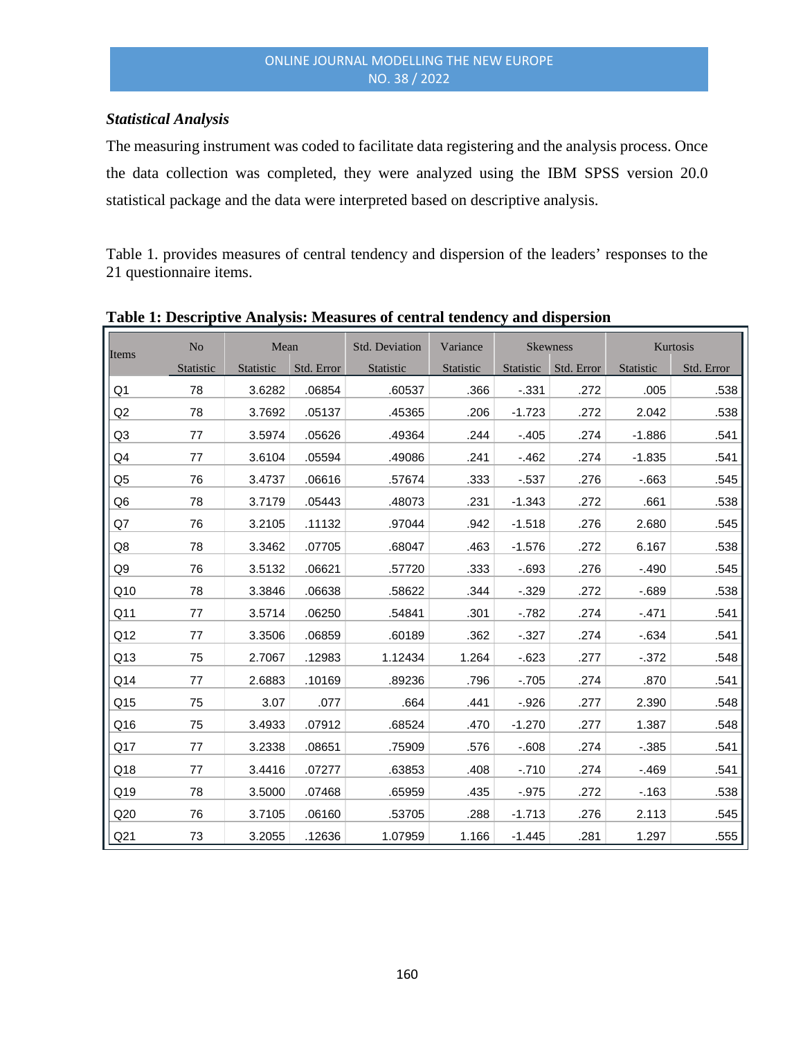### *Statistical Analysis*

The measuring instrument was coded to facilitate data registering and the analysis process. Once the data collection was completed, they were analyzed using the IBM SPSS version 20.0 statistical package and the data were interpreted based on descriptive analysis.

Table 1. provides measures of central tendency and dispersion of the leaders' responses to the 21 questionnaire items.

**Table 1: Descriptive Analysis: Measures of central tendency and dispersion**

| Items | No | Mean | | Std. Deviation | Variance | Skewness | | Kurtosis | |
|---|---|---|---|---|---|---|---|---|---|
| | Statistic | Statistic | Std. Error | Statistic | Statistic | Statistic | Std. Error | Statistic | Std. Error |
| Q1 | 78 | 3.6282 | .06854 | .60537 | .366 | -.331 | .272 | .005 | .538 |
| Q2 | 78 | 3.7692 | .05137 | .45365 | .206 | -1.723 | .272 | 2.042 | .538 |
| Q3 | 77 | 3.5974 | .05626 | .49364 | .244 | -.405 | .274 | -1.886 | .541 |
| Q4 | 77 | 3.6104 | .05594 | .49086 | .241 | -.462 | .274 | -1.835 | .541 |
| Q5 | 76 | 3.4737 | .06616 | .57674 | .333 | -.537 | .276 | -.663 | .545 |
| Q6 | 78 | 3.7179 | .05443 | .48073 | .231 | -1.343 | .272 | .661 | .538 |
| Q7 | 76 | 3.2105 | .11132 | .97044 | .942 | -1.518 | .276 | 2.680 | .545 |
| Q8 | 78 | 3.3462 | .07705 | .68047 | .463 | -1.576 | .272 | 6.167 | .538 |
| Q9 | 76 | 3.5132 | .06621 | .57720 | .333 | -.693 | .276 | -.490 | .545 |
| Q10 | 78 | 3.3846 | .06638 | .58622 | .344 | -.329 | .272 | -.689 | .538 |
| Q11 | 77 | 3.5714 | .06250 | .54841 | .301 | -.782 | .274 | -.471 | .541 |
| Q12 | 77 | 3.3506 | .06859 | .60189 | .362 | -.327 | .274 | -.634 | .541 |
| Q13 | 75 | 2.7067 | .12983 | 1.12434 | 1.264 | -.623 | .277 | -.372 | .548 |
| Q14 | 77 | 2.6883 | .10169 | .89236 | .796 | -.705 | .274 | .870 | .541 |
| Q15 | 75 | 3.07 | .077 | .664 | .441 | -.926 | .277 | 2.390 | .548 |
| Q16 | 75 | 3.4933 | .07912 | .68524 | .470 | -1.270 | .277 | 1.387 | .548 |
| Q17 | 77 | 3.2338 | .08651 | .75909 | .576 | -.608 | .274 | -.385 | .541 |
| Q18 | 77 | 3.4416 | .07277 | .63853 | .408 | -.710 | .274 | -.469 | .541 |
| Q19 | 78 | 3.5000 | .07468 | .65959 | .435 | -.975 | .272 | -.163 | .538 |
| Q20 | 76 | 3.7105 | .06160 | .53705 | .288 | -1.713 | .276 | 2.113 | .545 |
| Q21 | 73 | 3.2055 | .12636 | 1.07959 | 1.166 | -1.445 | .281 | 1.297 | .555 |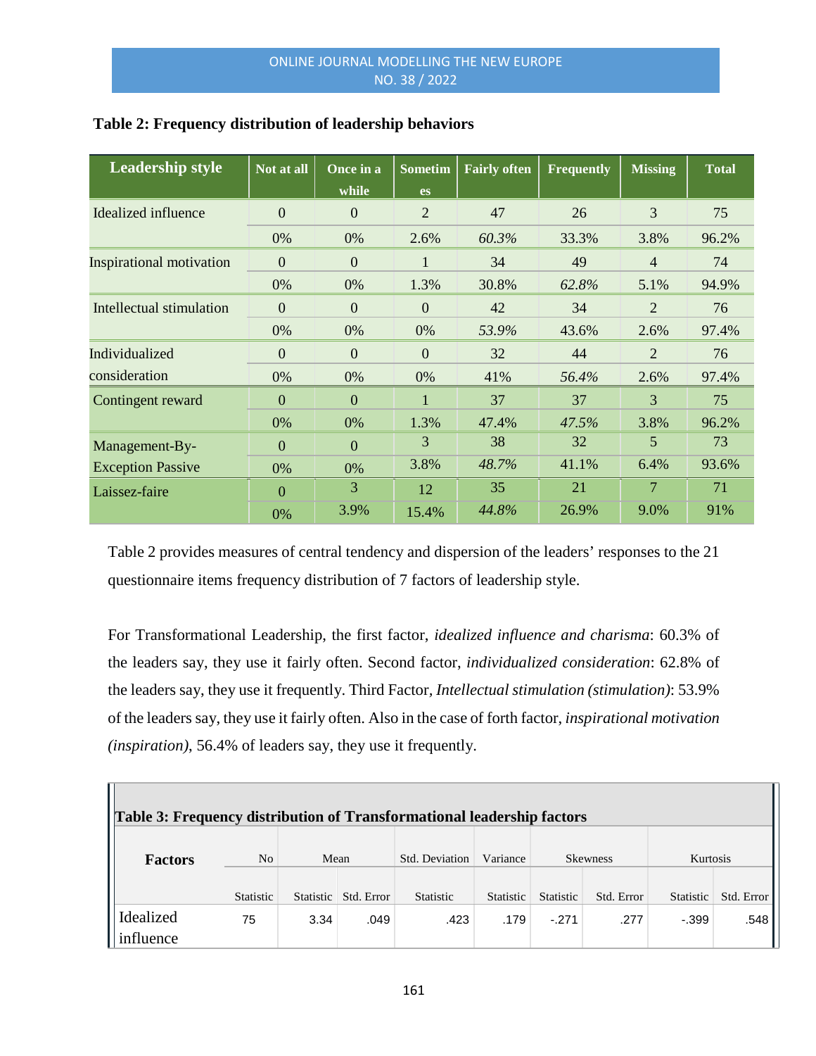**Table 2: Frequency distribution of leadership behaviors**

| Leadership style | Not at all | Once in a while | Sometimes | Fairly often | Frequently | Missing | Total |
|---|---|---|---|---|---|---|---|
| Idealized influence | 0 | 0 | 2 | 47 | 26 | 3 | 75 |
| | 0% | 0% | 2.6% | *60.3%* | 33.3% | 3.8% | 96.2% |
| Inspirational motivation | 0 | 0 | 1 | 34 | 49 | 4 | 74 |
| | 0% | 0% | 1.3% | 30.8% | *62.8%* | 5.1% | 94.9% |
| Intellectual stimulation | 0 | 0 | 0 | 42 | 34 | 2 | 76 |
| | 0% | 0% | 0% | *53.9%* | 43.6% | 2.6% | 97.4% |
| Individualized consideration | 0 | 0 | 0 | 32 | 44 | 2 | 76 |
| | 0% | 0% | 0% | 41% | *56.4%* | 2.6% | 97.4% |
| Contingent reward | 0 | 0 | 1 | 37 | 37 | 3 | 75 |
| | 0% | 0% | 1.3% | 47.4% | *47.5%* | 3.8% | 96.2% |
| Management-By-Exception Passive | 0 | 0 | 3 | 38 | 32 | 5 | 73 |
| | 0% | 0% | 3.8% | *48.7%* | 41.1% | 6.4% | 93.6% |
| Laissez-faire | 0 | 3 | 12 | 35 | 21 | 7 | 71 |
| | 0% | 3.9% | 15.4% | *44.8%* | 26.9% | 9.0% | 91% |

Table 2 provides measures of central tendency and dispersion of the leaders' responses to the 21 questionnaire items frequency distribution of 7 factors of leadership style.

For Transformational Leadership, the first factor, *idealized influence and charisma*: 60.3% of the leaders say, they use it fairly often. Second factor, *individualized consideration*: 62.8% of the leaders say, they use it frequently. Third Factor, *Intellectual stimulation (stimulation)*: 53.9% of the leaders say, they use it fairly often. Also in the case of forth factor, *inspirational motivation (inspiration)*, 56.4% of leaders say, they use it frequently.

**Table 3: Frequency distribution of Transformational leadership factors**

| Factors | No | Mean | | Std. Deviation | Variance | Skewness | | Kurtosis | |
|---|---|---|---|---|---|---|---|---|---|
| | Statistic | Statistic | Std. Error | Statistic | Statistic | Statistic | Std. Error | Statistic | Std. Error |
| Idealized influence | 75 | 3.34 | .049 | .423 | .179 | -.271 | .277 | -.399 | .548 |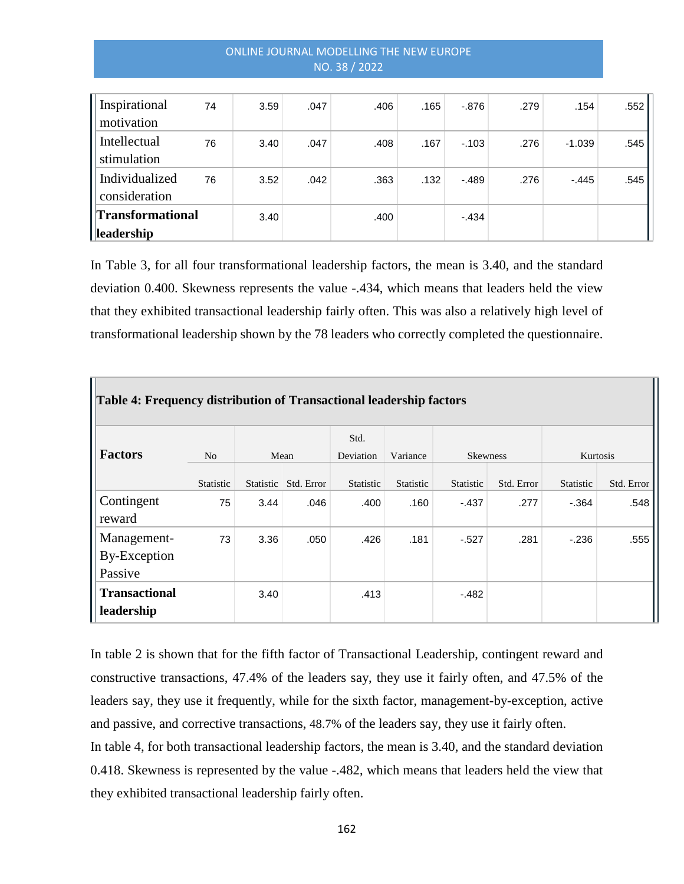| Inspirational motivation | 74 | 3.59 | .047 | .406 | .165 | -.876 | .279 | .154 | .552 |
|---|---|---|---|---|---|---|---|---|---|
| Intellectual stimulation | 76 | 3.40 | .047 | .408 | .167 | -.103 | .276 | -1.039 | .545 |
| Individualized consideration | 76 | 3.52 | .042 | .363 | .132 | -.489 | .276 | -.445 | .545 |
| **Transformational leadership** | | 3.40 | | .400 | | -.434 | | | |

In Table 3, for all four transformational leadership factors, the mean is 3.40, and the standard deviation 0.400. Skewness represents the value -.434, which means that leaders held the view that they exhibited transactional leadership fairly often. This was also a relatively high level of transformational leadership shown by the 78 leaders who correctly completed the questionnaire.

**Table 4: Frequency distribution of Transactional leadership factors**

| **Factors** | No | Mean | | Std. Deviation | Variance | Skewness | | Kurtosis | |
|---|---|---|---|---|---|---|---|---|---|
| | Statistic | Statistic | Std. Error | Statistic | Statistic | Statistic | Std. Error | Statistic | Std. Error |
| Contingent reward | 75 | 3.44 | .046 | .400 | .160 | -.437 | .277 | -.364 | .548 |
| Management-By-Exception Passive | 73 | 3.36 | .050 | .426 | .181 | -.527 | .281 | -.236 | .555 |
| **Transactional leadership** | | 3.40 | | .413 | | -.482 | | | |

In table 2 is shown that for the fifth factor of Transactional Leadership, contingent reward and constructive transactions, 47.4% of the leaders say, they use it fairly often, and 47.5% of the leaders say, they use it frequently, while for the sixth factor, management-by-exception, active and passive, and corrective transactions, 48.7% of the leaders say, they use it fairly often.

In table 4, for both transactional leadership factors, the mean is 3.40, and the standard deviation 0.418. Skewness is represented by the value -.482, which means that leaders held the view that they exhibited transactional leadership fairly often.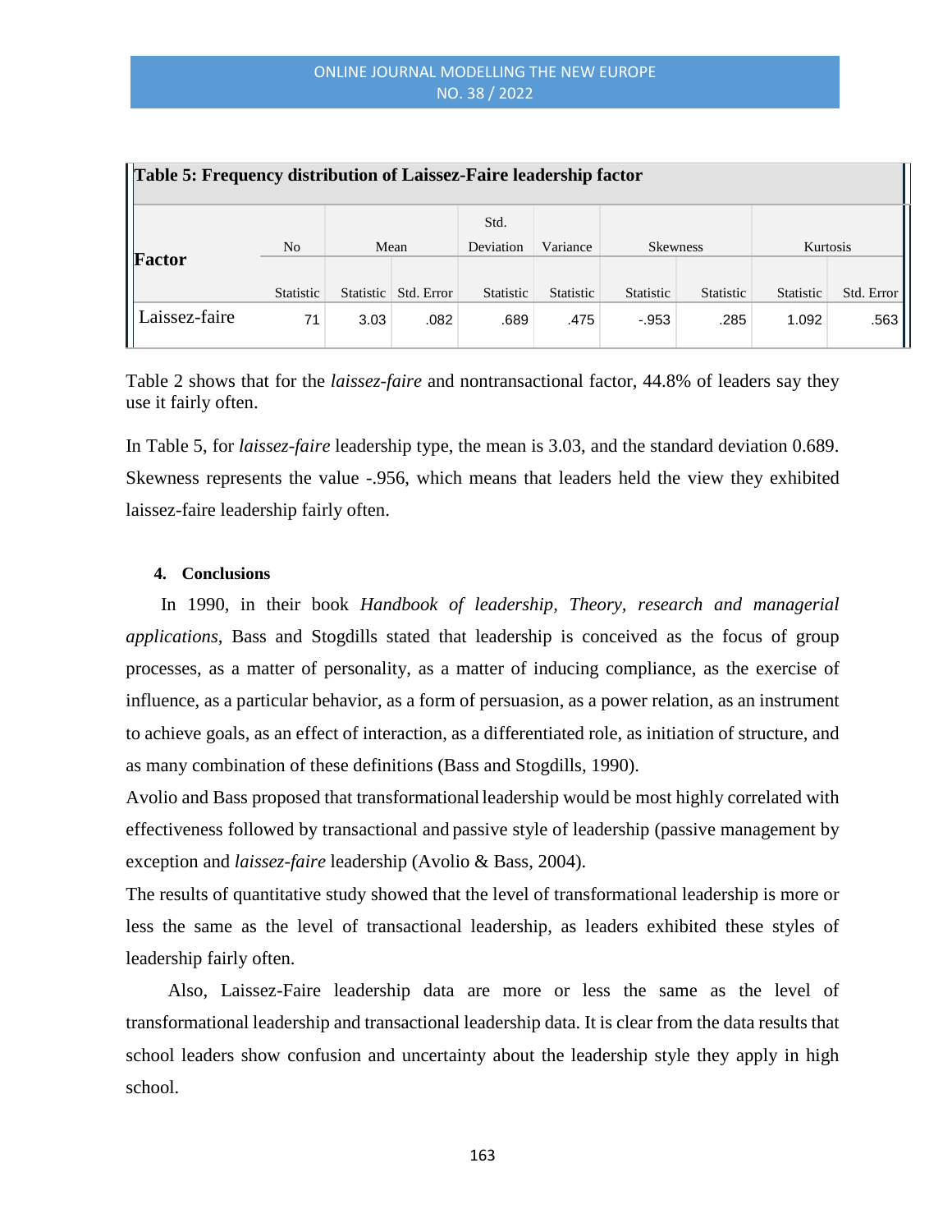**Table 5: Frequency distribution of Laissez-Faire leadership factor**

| Factor | No | Mean | | Std. Deviation | Variance | Skewness | | Kurtosis | |
|---|---|---|---|---|---|---|---|---|---|
| | Statistic | Statistic | Std. Error | Statistic | Statistic | Statistic | Statistic | Statistic | Std. Error |
| Laissez-faire | 71 | 3.03 | .082 | .689 | .475 | -.953 | .285 | 1.092 | .563 |

Table 2 shows that for the *laissez-faire* and nontransactional factor, 44.8% of leaders say they use it fairly often.

In Table 5, for *laissez-faire* leadership type, the mean is 3.03, and the standard deviation 0.689. Skewness represents the value -.956, which means that leaders held the view they exhibited laissez-faire leadership fairly often.

#### 4. Conclusions

In 1990, in their book *Handbook of leadership, Theory, research and managerial applications*, Bass and Stogdills stated that leadership is conceived as the focus of group processes, as a matter of personality, as a matter of inducing compliance, as the exercise of influence, as a particular behavior, as a form of persuasion, as a power relation, as an instrument to achieve goals, as an effect of interaction, as a differentiated role, as initiation of structure, and as many combination of these definitions (Bass and Stogdills, 1990).

Avolio and Bass proposed that transformational leadership would be most highly correlated with effectiveness followed by transactional and passive style of leadership (passive management by exception and *laissez-faire* leadership (Avolio & Bass, 2004).

The results of quantitative study showed that the level of transformational leadership is more or less the same as the level of transactional leadership, as leaders exhibited these styles of leadership fairly often.

Also, Laissez-Faire leadership data are more or less the same as the level of transformational leadership and transactional leadership data. It is clear from the data results that school leaders show confusion and uncertainty about the leadership style they apply in high school.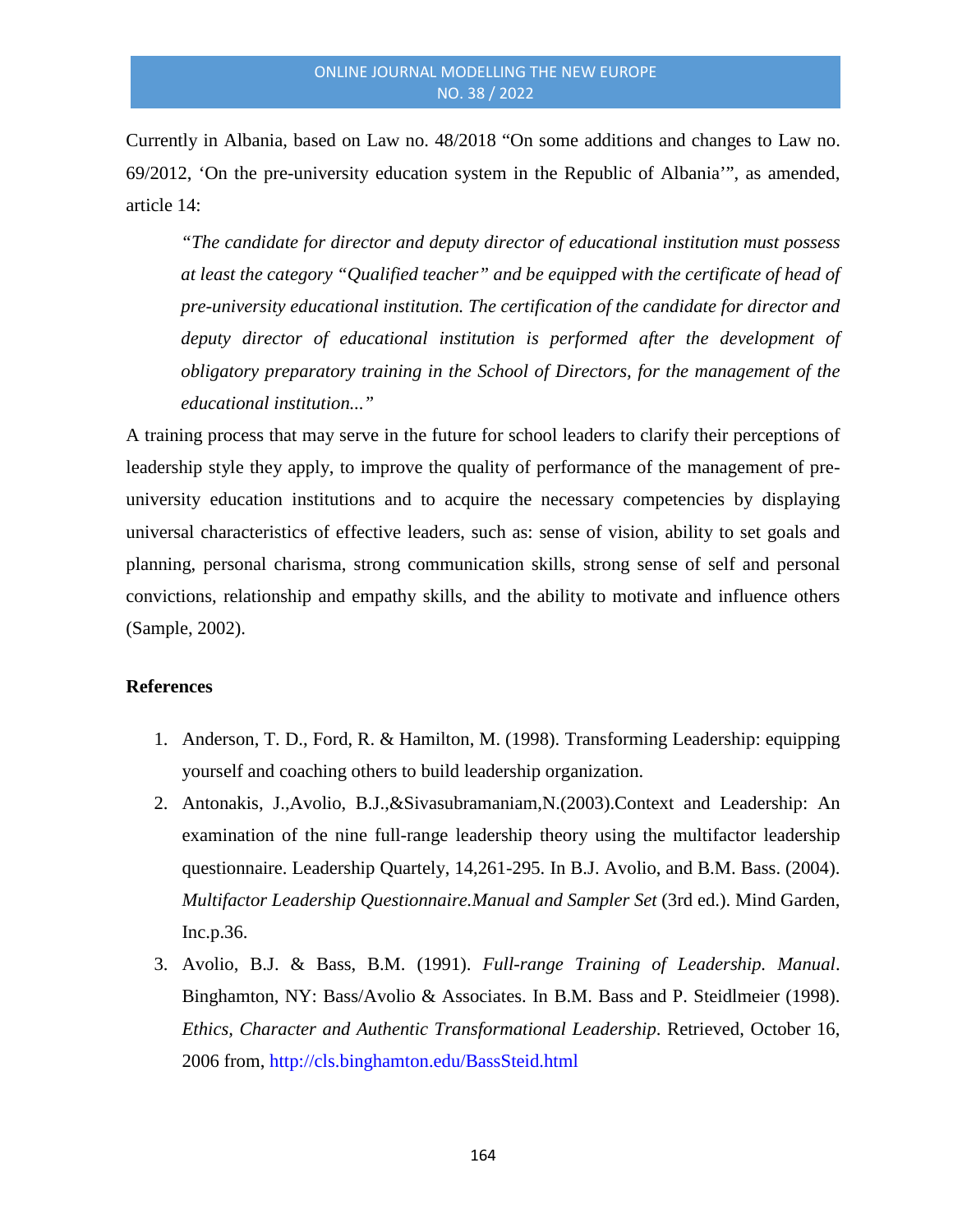Currently in Albania, based on Law no. 48/2018 "On some additions and changes to Law no. 69/2012, 'On the pre-university education system in the Republic of Albania'", as amended, article 14:

> *"The candidate for director and deputy director of educational institution must possess at least the category "Qualified teacher" and be equipped with the certificate of head of pre-university educational institution. The certification of the candidate for director and deputy director of educational institution is performed after the development of obligatory preparatory training in the School of Directors, for the management of the educational institution..."*

A training process that may serve in the future for school leaders to clarify their perceptions of leadership style they apply, to improve the quality of performance of the management of pre-university education institutions and to acquire the necessary competencies by displaying universal characteristics of effective leaders, such as: sense of vision, ability to set goals and planning, personal charisma, strong communication skills, strong sense of self and personal convictions, relationship and empathy skills, and the ability to motivate and influence others (Sample, 2002).

**References**

1. Anderson, T. D., Ford, R. & Hamilton, M. (1998). Transforming Leadership: equipping yourself and coaching others to build leadership organization.
2. Antonakis, J.,Avolio, B.J.,&Sivasubramaniam,N.(2003).Context and Leadership: An examination of the nine full-range leadership theory using the multifactor leadership questionnaire. Leadership Quartely, 14,261-295. In B.J. Avolio, and B.M. Bass. (2004). *Multifactor Leadership Questionnaire.Manual and Sampler Set* (3rd ed.). Mind Garden, Inc.p.36.
3. Avolio, B.J. & Bass, B.M. (1991). *Full-range Training of Leadership. Manual*. Binghamton, NY: Bass/Avolio & Associates. In B.M. Bass and P. Steidlmeier (1998). *Ethics, Character and Authentic Transformational Leadership*. Retrieved, October 16, 2006 from, http://cls.binghamton.edu/BassSteid.html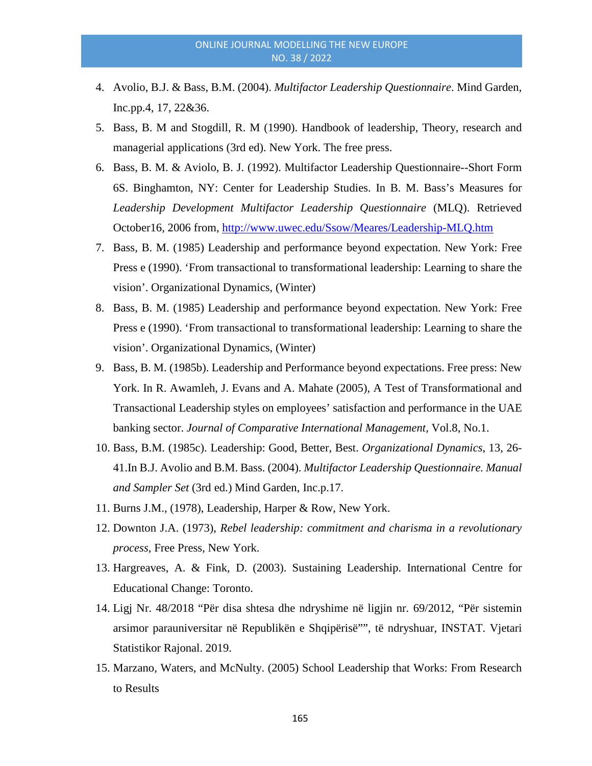4. Avolio, B.J. & Bass, B.M. (2004). *Multifactor Leadership Questionnaire*. Mind Garden, Inc.pp.4, 17, 22&36.
5. Bass, B. M and Stogdill, R. M (1990). Handbook of leadership, Theory, research and managerial applications (3rd ed). New York. The free press.
6. Bass, B. M. & Aviolo, B. J. (1992). Multifactor Leadership Questionnaire--Short Form 6S. Binghamton, NY: Center for Leadership Studies. In B. M. Bass's Measures for *Leadership Development Multifactor Leadership Questionnaire* (MLQ). Retrieved October16, 2006 from, [http://www.uwec.edu/Ssow/Meares/Leadership-MLQ.htm](http://www.uwec.edu/Ssow/Meares/Leadership-MLQ.htm)
7. Bass, B. M. (1985) Leadership and performance beyond expectation. New York: Free Press e (1990). 'From transactional to transformational leadership: Learning to share the vision'. Organizational Dynamics, (Winter)
8. Bass, B. M. (1985) Leadership and performance beyond expectation. New York: Free Press e (1990). 'From transactional to transformational leadership: Learning to share the vision'. Organizational Dynamics, (Winter)
9. Bass, B. M. (1985b). Leadership and Performance beyond expectations. Free press: New York. In R. Awamleh, J. Evans and A. Mahate (2005), A Test of Transformational and Transactional Leadership styles on employees' satisfaction and performance in the UAE banking sector. *Journal of Comparative International Management*, Vol.8, No.1.
10. Bass, B.M. (1985c). Leadership: Good, Better, Best. *Organizational Dynamics*, 13, 26-41.In B.J. Avolio and B.M. Bass. (2004). *Multifactor Leadership Questionnaire. Manual and Sampler Set* (3rd ed.) Mind Garden, Inc.p.17.
11. Burns J.M., (1978), Leadership, Harper & Row, New York.
12. Downton J.A. (1973), *Rebel leadership: commitment and charisma in a revolutionary process*, Free Press, New York.
13. Hargreaves, A. & Fink, D. (2003). Sustaining Leadership. International Centre for Educational Change: Toronto.
14. Ligj Nr. 48/2018 "Për disa shtesa dhe ndryshime në ligjin nr. 69/2012, "Për sistemin arsimor parauniversitar në Republikën e Shqipërisë"", të ndryshuar, INSTAT. Vjetari Statistikor Rajonal. 2019.
15. Marzano, Waters, and McNulty. (2005) School Leadership that Works: From Research to Results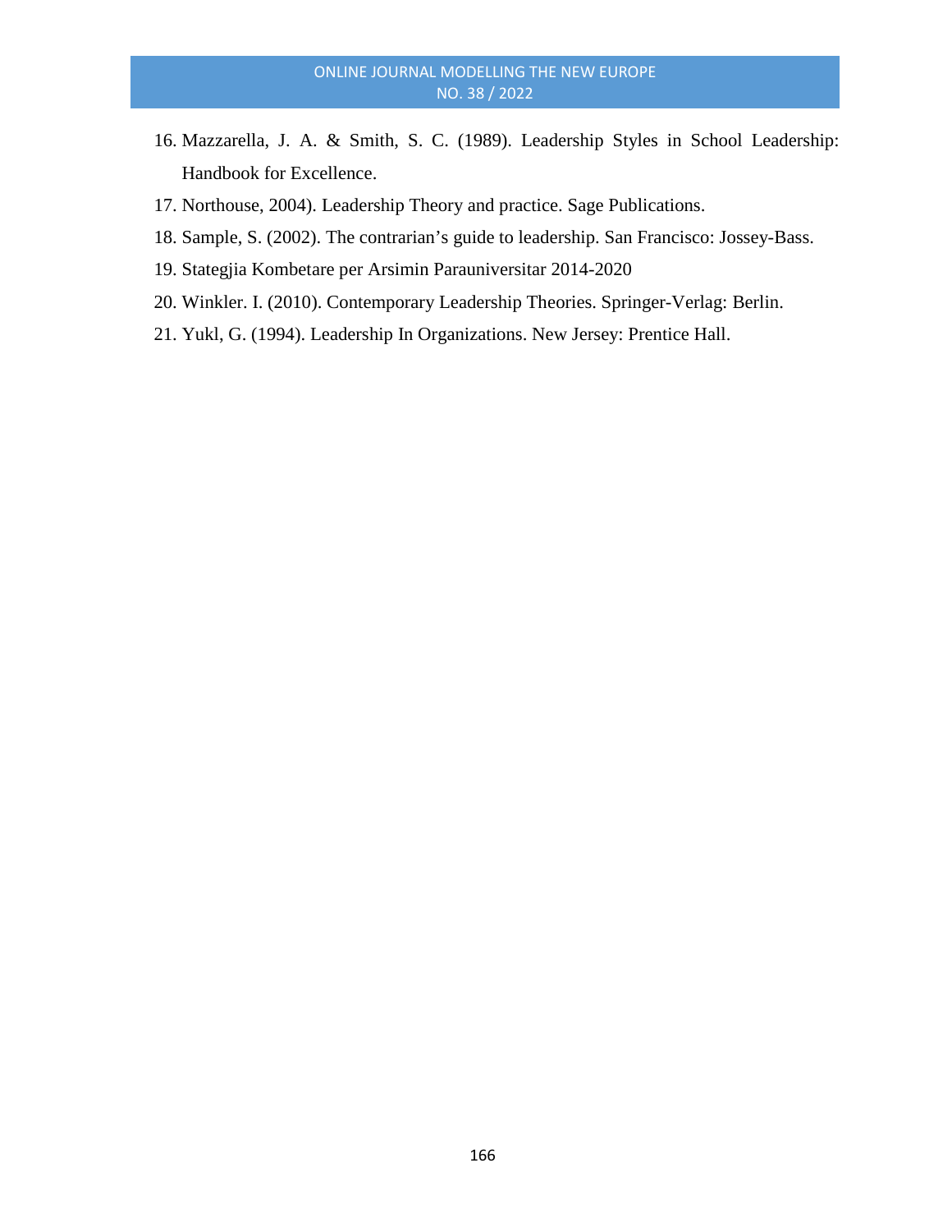16. Mazzarella, J. A. & Smith, S. C. (1989). Leadership Styles in School Leadership: Handbook for Excellence.
17. Northouse, 2004). Leadership Theory and practice. Sage Publications.
18. Sample, S. (2002). The contrarian's guide to leadership. San Francisco: Jossey-Bass.
19. Stategjia Kombetare per Arsimin Parauniversitar 2014-2020
20. Winkler. I. (2010). Contemporary Leadership Theories. Springer-Verlag: Berlin.
21. Yukl, G. (1994). Leadership In Organizations. New Jersey: Prentice Hall.